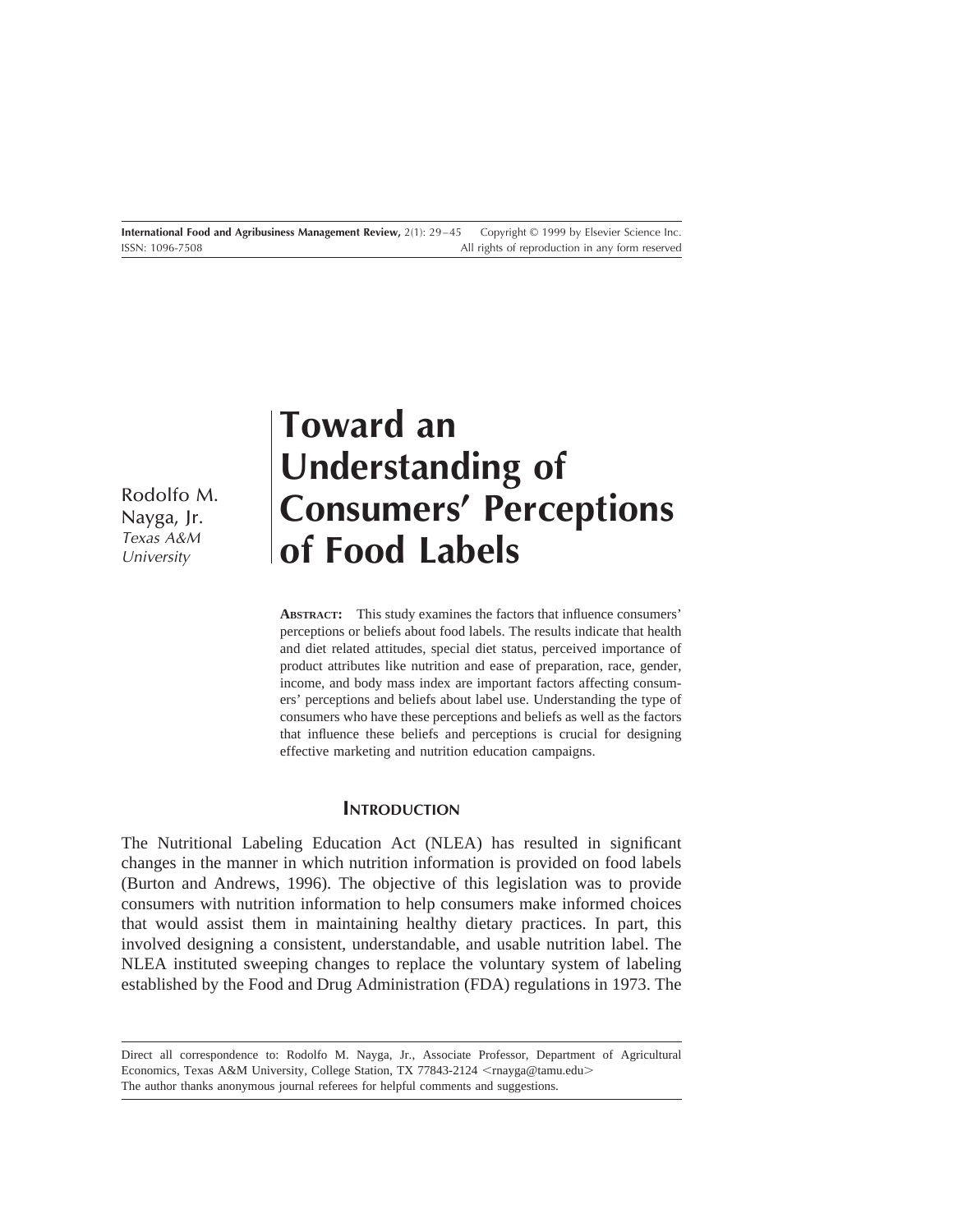# Toward an Understanding of Consumers' Perceptions of Food Labels

Rodolfo M. Nayga, Jr.
*Texas A&M University*

**Abstract:** This study examines the factors that influence consumers' perceptions or beliefs about food labels. The results indicate that health and diet related attitudes, special diet status, perceived importance of product attributes like nutrition and ease of preparation, race, gender, income, and body mass index are important factors affecting consumers' perceptions and beliefs about label use. Understanding the type of consumers who have these perceptions and beliefs as well as the factors that influence these beliefs and perceptions is crucial for designing effective marketing and nutrition education campaigns.

## Introduction

The Nutritional Labeling Education Act (NLEA) has resulted in significant changes in the manner in which nutrition information is provided on food labels (Burton and Andrews, 1996). The objective of this legislation was to provide consumers with nutrition information to help consumers make informed choices that would assist them in maintaining healthy dietary practices. In part, this involved designing a consistent, understandable, and usable nutrition label. The NLEA instituted sweeping changes to replace the voluntary system of labeling established by the Food and Drug Administration (FDA) regulations in 1973. The

---

Direct all correspondence to: Rodolfo M. Nayga, Jr., Associate Professor, Department of Agricultural Economics, Texas A&M University, College Station, TX 77843-2124 <rnayga@tamu.edu>
The author thanks anonymous journal referees for helpful comments and suggestions.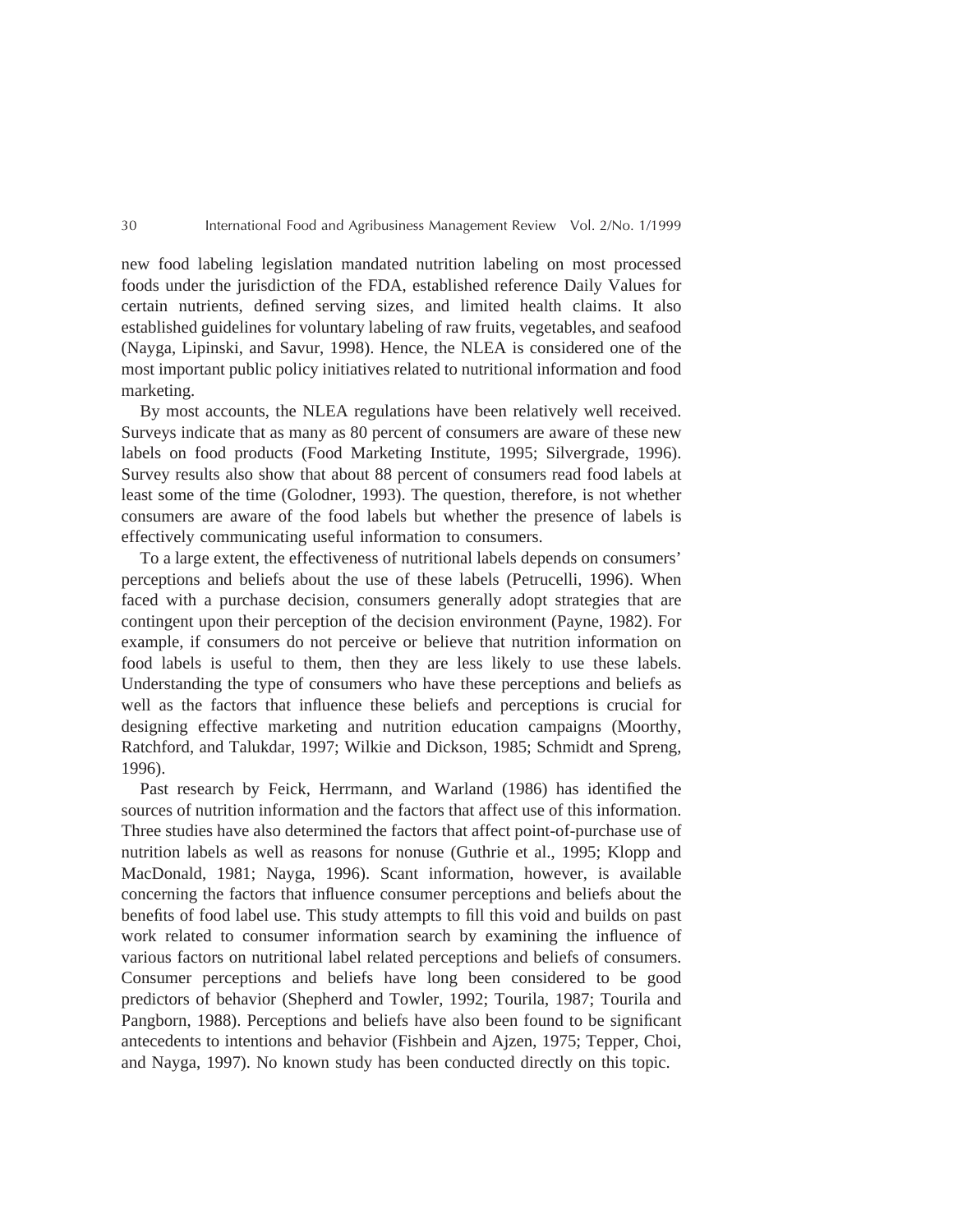new food labeling legislation mandated nutrition labeling on most processed foods under the jurisdiction of the FDA, established reference Daily Values for certain nutrients, defined serving sizes, and limited health claims. It also established guidelines for voluntary labeling of raw fruits, vegetables, and seafood (Nayga, Lipinski, and Savur, 1998). Hence, the NLEA is considered one of the most important public policy initiatives related to nutritional information and food marketing.

By most accounts, the NLEA regulations have been relatively well received. Surveys indicate that as many as 80 percent of consumers are aware of these new labels on food products (Food Marketing Institute, 1995; Silvergrade, 1996). Survey results also show that about 88 percent of consumers read food labels at least some of the time (Golodner, 1993). The question, therefore, is not whether consumers are aware of the food labels but whether the presence of labels is effectively communicating useful information to consumers.

To a large extent, the effectiveness of nutritional labels depends on consumers' perceptions and beliefs about the use of these labels (Petrucelli, 1996). When faced with a purchase decision, consumers generally adopt strategies that are contingent upon their perception of the decision environment (Payne, 1982). For example, if consumers do not perceive or believe that nutrition information on food labels is useful to them, then they are less likely to use these labels. Understanding the type of consumers who have these perceptions and beliefs as well as the factors that influence these beliefs and perceptions is crucial for designing effective marketing and nutrition education campaigns (Moorthy, Ratchford, and Talukdar, 1997; Wilkie and Dickson, 1985; Schmidt and Spreng, 1996).

Past research by Feick, Herrmann, and Warland (1986) has identified the sources of nutrition information and the factors that affect use of this information. Three studies have also determined the factors that affect point-of-purchase use of nutrition labels as well as reasons for nonuse (Guthrie et al., 1995; Klopp and MacDonald, 1981; Nayga, 1996). Scant information, however, is available concerning the factors that influence consumer perceptions and beliefs about the benefits of food label use. This study attempts to fill this void and builds on past work related to consumer information search by examining the influence of various factors on nutritional label related perceptions and beliefs of consumers. Consumer perceptions and beliefs have long been considered to be good predictors of behavior (Shepherd and Towler, 1992; Tourila, 1987; Tourila and Pangborn, 1988). Perceptions and beliefs have also been found to be significant antecedents to intentions and behavior (Fishbein and Ajzen, 1975; Tepper, Choi, and Nayga, 1997). No known study has been conducted directly on this topic.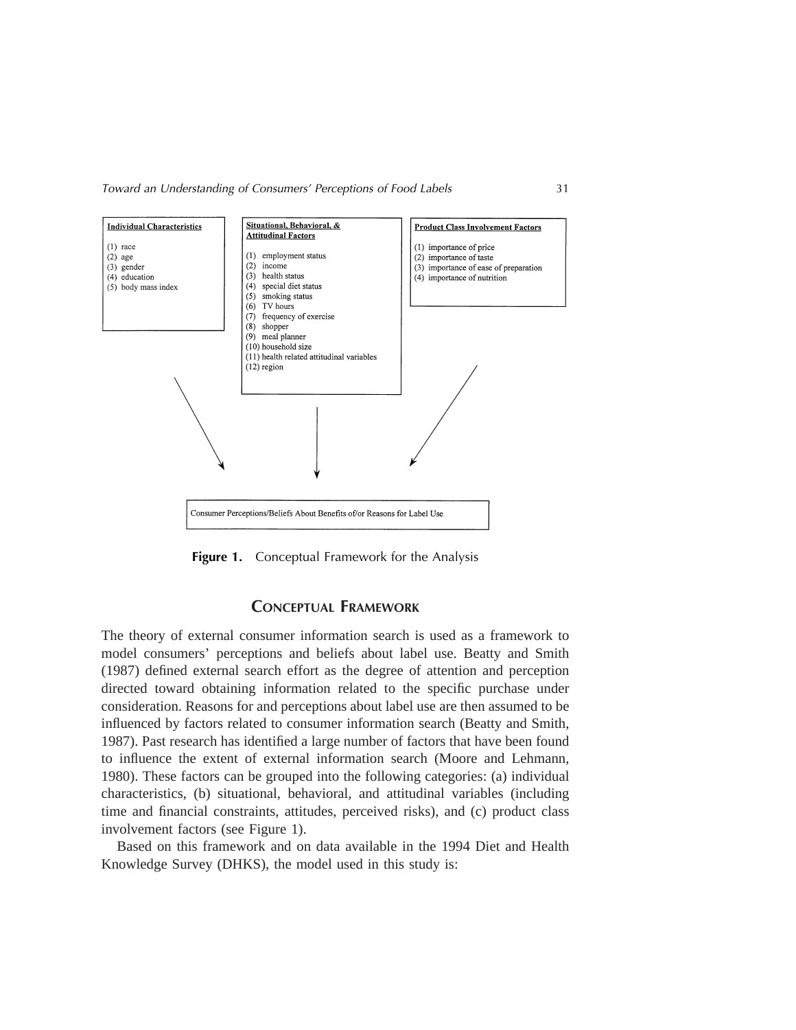**Individual Characteristics**

(1) race
(2) age
(3) gender
(4) education
(5) body mass index

**Situational, Behavioral, & Attitudinal Factors**

(1) employment status
(2) income
(3) health status
(4) special diet status
(5) smoking status
(6) TV hours
(7) frequency of exercise
(8) shopper
(9) meal planner
(10) household size
(11) health related attitudinal variables
(12) region

**Product Class Involvement Factors**

(1) importance of price
(2) importance of taste
(3) importance of ease of preparation
(4) importance of nutrition

Consumer Perceptions/Beliefs About Benefits of/or Reasons for Label Use

**Figure 1.** Conceptual Framework for the Analysis

## CONCEPTUAL FRAMEWORK

The theory of external consumer information search is used as a framework to model consumers' perceptions and beliefs about label use. Beatty and Smith (1987) defined external search effort as the degree of attention and perception directed toward obtaining information related to the specific purchase under consideration. Reasons for and perceptions about label use are then assumed to be influenced by factors related to consumer information search (Beatty and Smith, 1987). Past research has identified a large number of factors that have been found to influence the extent of external information search (Moore and Lehmann, 1980). These factors can be grouped into the following categories: (a) individual characteristics, (b) situational, behavioral, and attitudinal variables (including time and financial constraints, attitudes, perceived risks), and (c) product class involvement factors (see Figure 1).

Based on this framework and on data available in the 1994 Diet and Health Knowledge Survey (DHKS), the model used in this study is: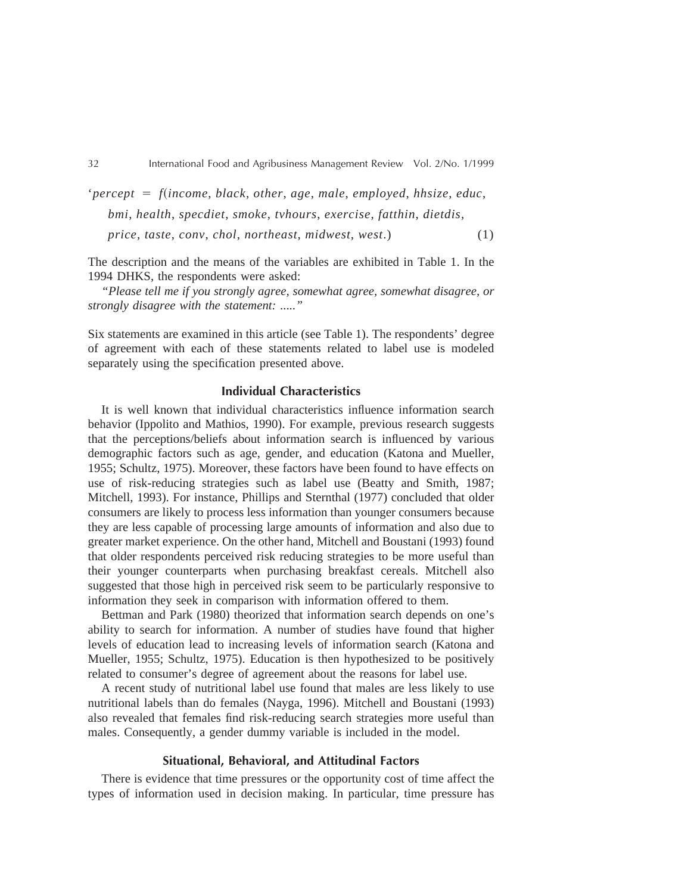$$\text{'}percept = f(income, black, other, age, male, employed, hhsize, educ, bmi, health, specdiet, smoke, tvhours, exercise, fatthin, dietdis, price, taste, conv, chol, northeast, midwest, west.) \quad (1)$$

The description and the means of the variables are exhibited in Table 1. In the 1994 DHKS, the respondents were asked:

*"Please tell me if you strongly agree, somewhat agree, somewhat disagree, or strongly disagree with the statement: ....."*

Six statements are examined in this article (see Table 1). The respondents' degree of agreement with each of these statements related to label use is modeled separately using the specification presented above.

### Individual Characteristics

It is well known that individual characteristics influence information search behavior (Ippolito and Mathios, 1990). For example, previous research suggests that the perceptions/beliefs about information search is influenced by various demographic factors such as age, gender, and education (Katona and Mueller, 1955; Schultz, 1975). Moreover, these factors have been found to have effects on use of risk-reducing strategies such as label use (Beatty and Smith, 1987; Mitchell, 1993). For instance, Phillips and Sternthal (1977) concluded that older consumers are likely to process less information than younger consumers because they are less capable of processing large amounts of information and also due to greater market experience. On the other hand, Mitchell and Boustani (1993) found that older respondents perceived risk reducing strategies to be more useful than their younger counterparts when purchasing breakfast cereals. Mitchell also suggested that those high in perceived risk seem to be particularly responsive to information they seek in comparison with information offered to them.

Bettman and Park (1980) theorized that information search depends on one's ability to search for information. A number of studies have found that higher levels of education lead to increasing levels of information search (Katona and Mueller, 1955; Schultz, 1975). Education is then hypothesized to be positively related to consumer's degree of agreement about the reasons for label use.

A recent study of nutritional label use found that males are less likely to use nutritional labels than do females (Nayga, 1996). Mitchell and Boustani (1993) also revealed that females find risk-reducing search strategies more useful than males. Consequently, a gender dummy variable is included in the model.

### Situational, Behavioral, and Attitudinal Factors

There is evidence that time pressures or the opportunity cost of time affect the types of information used in decision making. In particular, time pressure has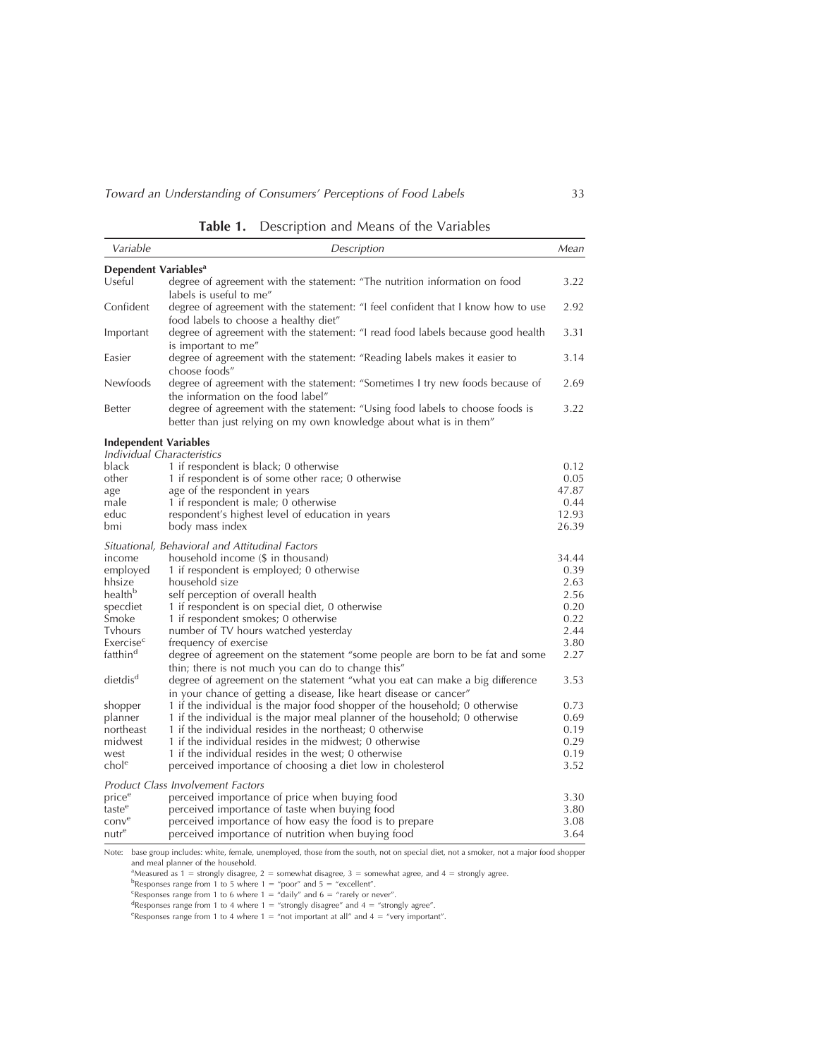**Table 1.** Description and Means of the Variables

| *Variable* | *Description* | *Mean* |
|---|---|---|
| **Dependent Variables**[a] | | |
| Useful | degree of agreement with the statement: "The nutrition information on food labels is useful to me" | 3.22 |
| Confident | degree of agreement with the statement: "I feel confident that I know how to use food labels to choose a healthy diet" | 2.92 |
| Important | degree of agreement with the statement: "I read food labels because good health is important to me" | 3.31 |
| Easier | degree of agreement with the statement: "Reading labels makes it easier to choose foods" | 3.14 |
| Newfoods | degree of agreement with the statement: "Sometimes I try new foods because of the information on the food label" | 2.69 |
| Better | degree of agreement with the statement: "Using food labels to choose foods is better than just relying on my own knowledge about what is in them" | 3.22 |
| **Independent Variables** | | |
| *Individual Characteristics* | | |
| black | 1 if respondent is black; 0 otherwise | 0.12 |
| other | 1 if respondent is of some other race; 0 otherwise | 0.05 |
| age | age of the respondent in years | 47.87 |
| male | 1 if respondent is male; 0 otherwise | 0.44 |
| educ | respondent's highest level of education in years | 12.93 |
| bmi | body mass index | 26.39 |
| *Situational, Behavioral and Attitudinal Factors* | | |
| income | household income ($ in thousand) | 34.44 |
| employed | 1 if respondent is employed; 0 otherwise | 0.39 |
| hhsize | household size | 2.63 |
| health[b] | self perception of overall health | 2.56 |
| specdiet | 1 if respondent is on special diet, 0 otherwise | 0.20 |
| Smoke | 1 if respondent smokes; 0 otherwise | 0.22 |
| Tvhours | number of TV hours watched yesterday | 2.44 |
| Exercise[c] | frequency of exercise | 3.80 |
| fatthin[d] | degree of agreement on the statement "some people are born to be fat and some thin; there is not much you can do to change this" | 2.27 |
| dietdis[d] | degree of agreement on the statement "what you eat can make a big difference in your chance of getting a disease, like heart disease or cancer" | 3.53 |
| shopper | 1 if the individual is the major food shopper of the household; 0 otherwise | 0.73 |
| planner | 1 if the individual is the major meal planner of the household; 0 otherwise | 0.69 |
| northeast | 1 if the individual resides in the northeast; 0 otherwise | 0.19 |
| midwest | 1 if the individual resides in the midwest; 0 otherwise | 0.29 |
| west | 1 if the individual resides in the west; 0 otherwise | 0.19 |
| chol[e] | perceived importance of choosing a diet low in cholesterol | 3.52 |
| *Product Class Involvement Factors* | | |
| price[e] | perceived importance of price when buying food | 3.30 |
| taste[e] | perceived importance of taste when buying food | 3.80 |
| conv[e] | perceived importance of how easy the food is to prepare | 3.08 |
| nutr[e] | perceived importance of nutrition when buying food | 3.64 |

Note: base group includes: white, female, unemployed, those from the south, not on special diet, not a smoker, not a major food shopper and meal planner of the household.

[a]Measured as 1 = strongly disagree, 2 = somewhat disagree, 3 = somewhat agree, and 4 = strongly agree.

[b]Responses range from 1 to 5 where 1 = "poor" and 5 = "excellent".

[c]Responses range from 1 to 6 where 1 = "daily" and 6 = "rarely or never".

[d]Responses range from 1 to 4 where 1 = "strongly disagree" and 4 = "strongly agree".

[e]Responses range from 1 to 4 where 1 = "not important at all" and 4 = "very important".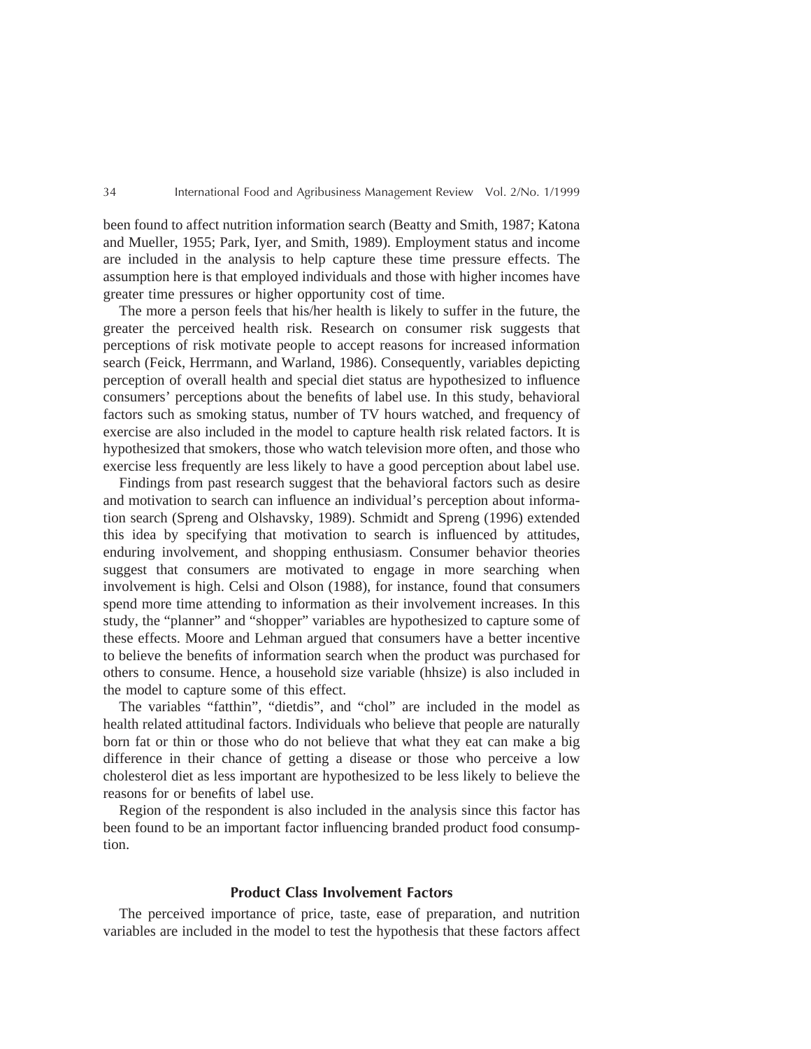been found to affect nutrition information search (Beatty and Smith, 1987; Katona and Mueller, 1955; Park, Iyer, and Smith, 1989). Employment status and income are included in the analysis to help capture these time pressure effects. The assumption here is that employed individuals and those with higher incomes have greater time pressures or higher opportunity cost of time.

The more a person feels that his/her health is likely to suffer in the future, the greater the perceived health risk. Research on consumer risk suggests that perceptions of risk motivate people to accept reasons for increased information search (Feick, Herrmann, and Warland, 1986). Consequently, variables depicting perception of overall health and special diet status are hypothesized to influence consumers' perceptions about the benefits of label use. In this study, behavioral factors such as smoking status, number of TV hours watched, and frequency of exercise are also included in the model to capture health risk related factors. It is hypothesized that smokers, those who watch television more often, and those who exercise less frequently are less likely to have a good perception about label use.

Findings from past research suggest that the behavioral factors such as desire and motivation to search can influence an individual's perception about information search (Spreng and Olshavsky, 1989). Schmidt and Spreng (1996) extended this idea by specifying that motivation to search is influenced by attitudes, enduring involvement, and shopping enthusiasm. Consumer behavior theories suggest that consumers are motivated to engage in more searching when involvement is high. Celsi and Olson (1988), for instance, found that consumers spend more time attending to information as their involvement increases. In this study, the "planner" and "shopper" variables are hypothesized to capture some of these effects. Moore and Lehman argued that consumers have a better incentive to believe the benefits of information search when the product was purchased for others to consume. Hence, a household size variable (hhsize) is also included in the model to capture some of this effect.

The variables "fatthin", "dietdis", and "chol" are included in the model as health related attitudinal factors. Individuals who believe that people are naturally born fat or thin or those who do not believe that what they eat can make a big difference in their chance of getting a disease or those who perceive a low cholesterol diet as less important are hypothesized to be less likely to believe the reasons for or benefits of label use.

Region of the respondent is also included in the analysis since this factor has been found to be an important factor influencing branded product food consumption.

### Product Class Involvement Factors

The perceived importance of price, taste, ease of preparation, and nutrition variables are included in the model to test the hypothesis that these factors affect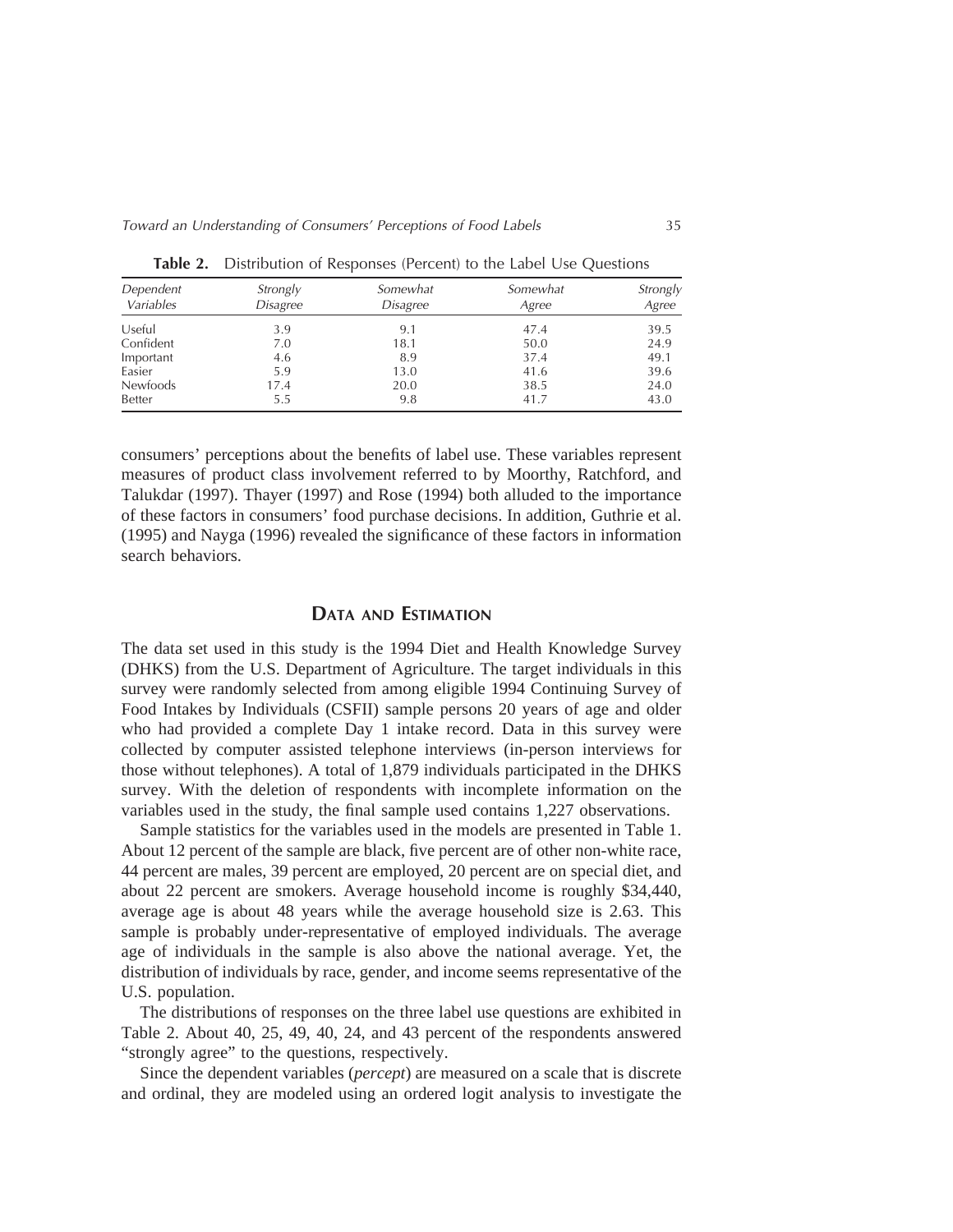**Table 2.** Distribution of Responses (Percent) to the Label Use Questions

| *Dependent Variables* | *Strongly Disagree* | *Somewhat Disagree* | *Somewhat Agree* | *Strongly Agree* |
|---|---|---|---|---|
| Useful | 3.9 | 9.1 | 47.4 | 39.5 |
| Confident | 7.0 | 18.1 | 50.0 | 24.9 |
| Important | 4.6 | 8.9 | 37.4 | 49.1 |
| Easier | 5.9 | 13.0 | 41.6 | 39.6 |
| Newfoods | 17.4 | 20.0 | 38.5 | 24.0 |
| Better | 5.5 | 9.8 | 41.7 | 43.0 |

consumers' perceptions about the benefits of label use. These variables represent measures of product class involvement referred to by Moorthy, Ratchford, and Talukdar (1997). Thayer (1997) and Rose (1994) both alluded to the importance of these factors in consumers' food purchase decisions. In addition, Guthrie et al. (1995) and Nayga (1996) revealed the significance of these factors in information search behaviors.

## Data and Estimation

The data set used in this study is the 1994 Diet and Health Knowledge Survey (DHKS) from the U.S. Department of Agriculture. The target individuals in this survey were randomly selected from among eligible 1994 Continuing Survey of Food Intakes by Individuals (CSFII) sample persons 20 years of age and older who had provided a complete Day 1 intake record. Data in this survey were collected by computer assisted telephone interviews (in-person interviews for those without telephones). A total of 1,879 individuals participated in the DHKS survey. With the deletion of respondents with incomplete information on the variables used in the study, the final sample used contains 1,227 observations.

Sample statistics for the variables used in the models are presented in Table 1. About 12 percent of the sample are black, five percent are of other non-white race, 44 percent are males, 39 percent are employed, 20 percent are on special diet, and about 22 percent are smokers. Average household income is roughly $34,440, average age is about 48 years while the average household size is 2.63. This sample is probably under-representative of employed individuals. The average age of individuals in the sample is also above the national average. Yet, the distribution of individuals by race, gender, and income seems representative of the U.S. population.

The distributions of responses on the three label use questions are exhibited in Table 2. About 40, 25, 49, 40, 24, and 43 percent of the respondents answered "strongly agree" to the questions, respectively.

Since the dependent variables (*percept*) are measured on a scale that is discrete and ordinal, they are modeled using an ordered logit analysis to investigate the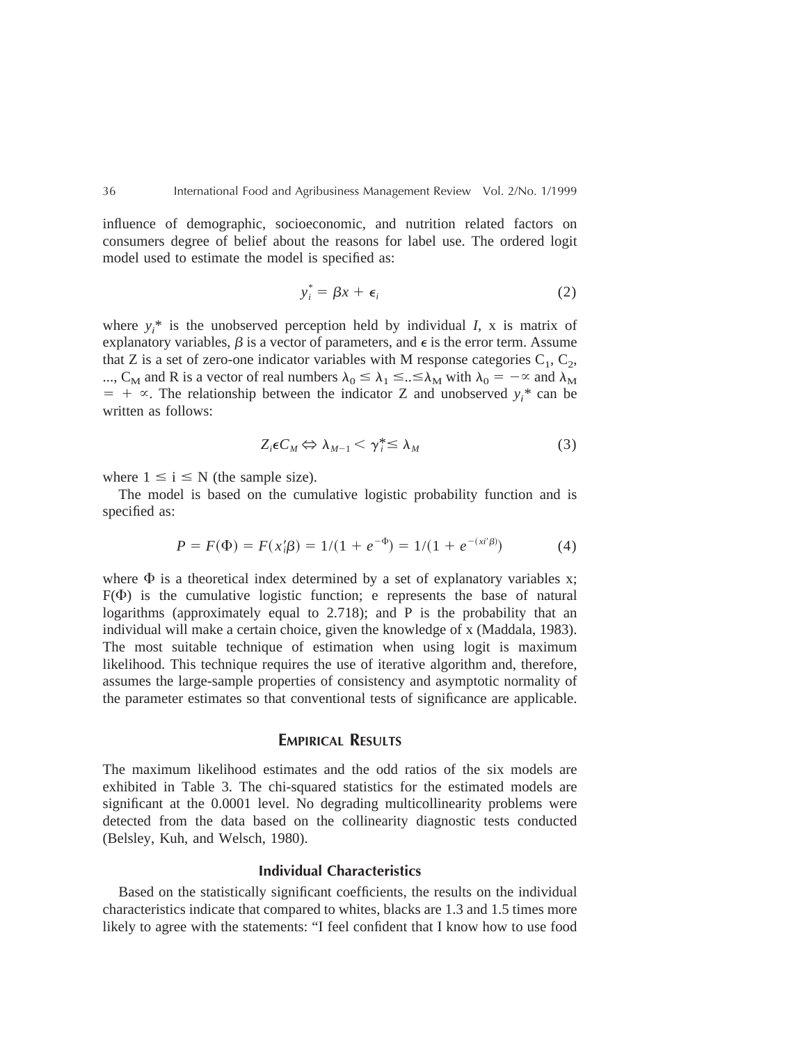influence of demographic, socioeconomic, and nutrition related factors on consumers degree of belief about the reasons for label use. The ordered logit model used to estimate the model is specified as:

$$y_i^* = \beta x + \epsilon_i \tag{2}$$

where $y_i$* is the unobserved perception held by individual $I$, x is matrix of explanatory variables, $\beta$ is a vector of parameters, and $\epsilon$ is the error term. Assume that Z is a set of zero-one indicator variables with M response categories $C_1$, $C_2$, ..., $C_M$ and R is a vector of real numbers $\lambda_0 \leq \lambda_1 \leq .. \leq \lambda_M$ with $\lambda_0 = -\infty$ and $\lambda_M = +\infty$. The relationship between the indicator Z and unobserved $y_i$* can be written as follows:

$$Z_i \epsilon C_M \Leftrightarrow \lambda_{M-1} < \gamma_i^* \leq \lambda_M \tag{3}$$

where $1 \leq i \leq N$ (the sample size).

The model is based on the cumulative logistic probability function and is specified as:

$$P = F(\Phi) = F(x_i'\beta) = 1/(1 + e^{-\Phi}) = 1/(1 + e^{-(xi'\beta)}) \tag{4}$$

where $\Phi$ is a theoretical index determined by a set of explanatory variables x; $F(\Phi)$ is the cumulative logistic function; e represents the base of natural logarithms (approximately equal to 2.718); and P is the probability that an individual will make a certain choice, given the knowledge of x (Maddala, 1983). The most suitable technique of estimation when using logit is maximum likelihood. This technique requires the use of iterative algorithm and, therefore, assumes the large-sample properties of consistency and asymptotic normality of the parameter estimates so that conventional tests of significance are applicable.

## Empirical Results

The maximum likelihood estimates and the odd ratios of the six models are exhibited in Table 3. The chi-squared statistics for the estimated models are significant at the 0.0001 level. No degrading multicollinearity problems were detected from the data based on the collinearity diagnostic tests conducted (Belsley, Kuh, and Welsch, 1980).

### Individual Characteristics

Based on the statistically significant coefficients, the results on the individual characteristics indicate that compared to whites, blacks are 1.3 and 1.5 times more likely to agree with the statements: "I feel confident that I know how to use food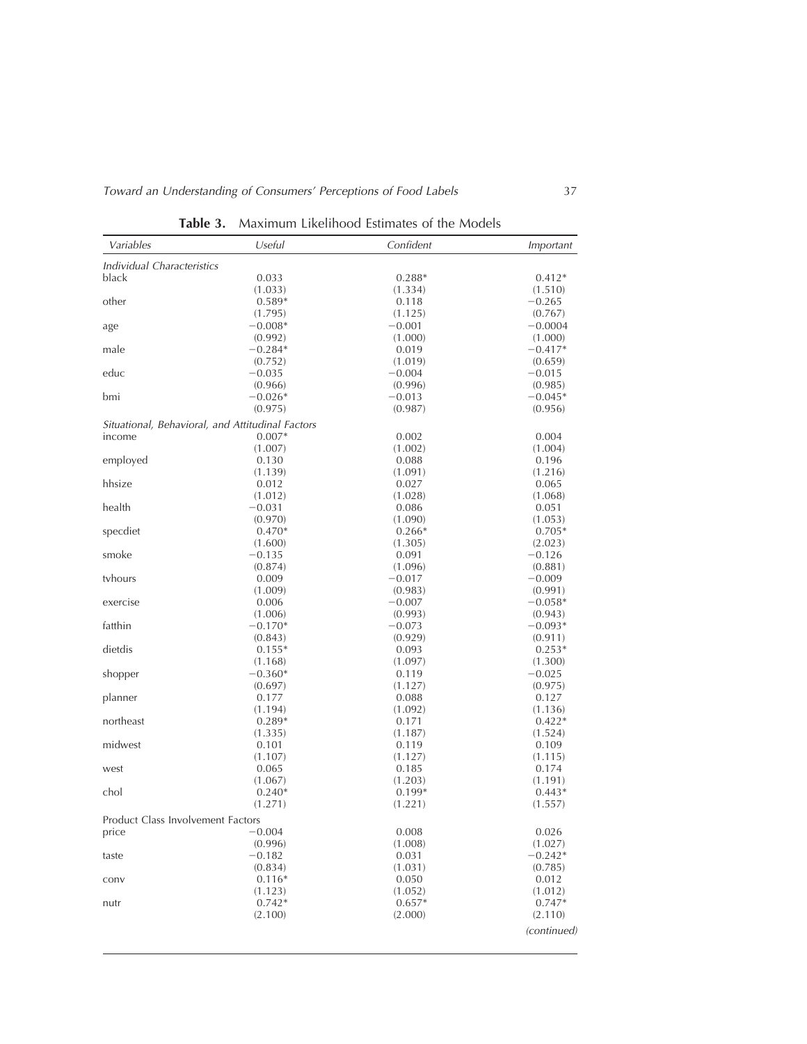**Table 3.** Maximum Likelihood Estimates of the Models

| *Variables* | *Useful* | *Confident* | *Important* |
|---|---|---|---|
| *Individual Characteristics* | | | |
| black | 0.033 | 0.288* | 0.412* |
| | (1.033) | (1.334) | (1.510) |
| other | 0.589* | 0.118 | −0.265 |
| | (1.795) | (1.125) | (0.767) |
| age | −0.008* | −0.001 | −0.0004 |
| | (0.992) | (1.000) | (1.000) |
| male | −0.284* | 0.019 | −0.417* |
| | (0.752) | (1.019) | (0.659) |
| educ | −0.035 | −0.004 | −0.015 |
| | (0.966) | (0.996) | (0.985) |
| bmi | −0.026* | −0.013 | −0.045* |
| | (0.975) | (0.987) | (0.956) |
| *Situational, Behavioral, and Attitudinal Factors* | | | |
| income | 0.007* | 0.002 | 0.004 |
| | (1.007) | (1.002) | (1.004) |
| employed | 0.130 | 0.088 | 0.196 |
| | (1.139) | (1.091) | (1.216) |
| hhsize | 0.012 | 0.027 | 0.065 |
| | (1.012) | (1.028) | (1.068) |
| health | −0.031 | 0.086 | 0.051 |
| | (0.970) | (1.090) | (1.053) |
| specdiet | 0.470* | 0.266* | 0.705* |
| | (1.600) | (1.305) | (2.023) |
| smoke | −0.135 | 0.091 | −0.126 |
| | (0.874) | (1.096) | (0.881) |
| tvhours | 0.009 | −0.017 | −0.009 |
| | (1.009) | (0.983) | (0.991) |
| exercise | 0.006 | −0.007 | −0.058* |
| | (1.006) | (0.993) | (0.943) |
| fatthin | −0.170* | −0.073 | −0.093* |
| | (0.843) | (0.929) | (0.911) |
| dietdis | 0.155* | 0.093 | 0.253* |
| | (1.168) | (1.097) | (1.300) |
| shopper | −0.360* | 0.119 | −0.025 |
| | (0.697) | (1.127) | (0.975) |
| planner | 0.177 | 0.088 | 0.127 |
| | (1.194) | (1.092) | (1.136) |
| northeast | 0.289* | 0.171 | 0.422* |
| | (1.335) | (1.187) | (1.524) |
| midwest | 0.101 | 0.119 | 0.109 |
| | (1.107) | (1.127) | (1.115) |
| west | 0.065 | 0.185 | 0.174 |
| | (1.067) | (1.203) | (1.191) |
| chol | 0.240* | 0.199* | 0.443* |
| | (1.271) | (1.221) | (1.557) |
| Product Class Involvement Factors | | | |
| price | −0.004 | 0.008 | 0.026 |
| | (0.996) | (1.008) | (1.027) |
| taste | −0.182 | 0.031 | −0.242* |
| | (0.834) | (1.031) | (0.785) |
| conv | 0.116* | 0.050 | 0.012 |
| | (1.123) | (1.052) | (1.012) |
| nutr | 0.742* | 0.657* | 0.747* |
| | (2.100) | (2.000) | (2.110) |

*(continued)*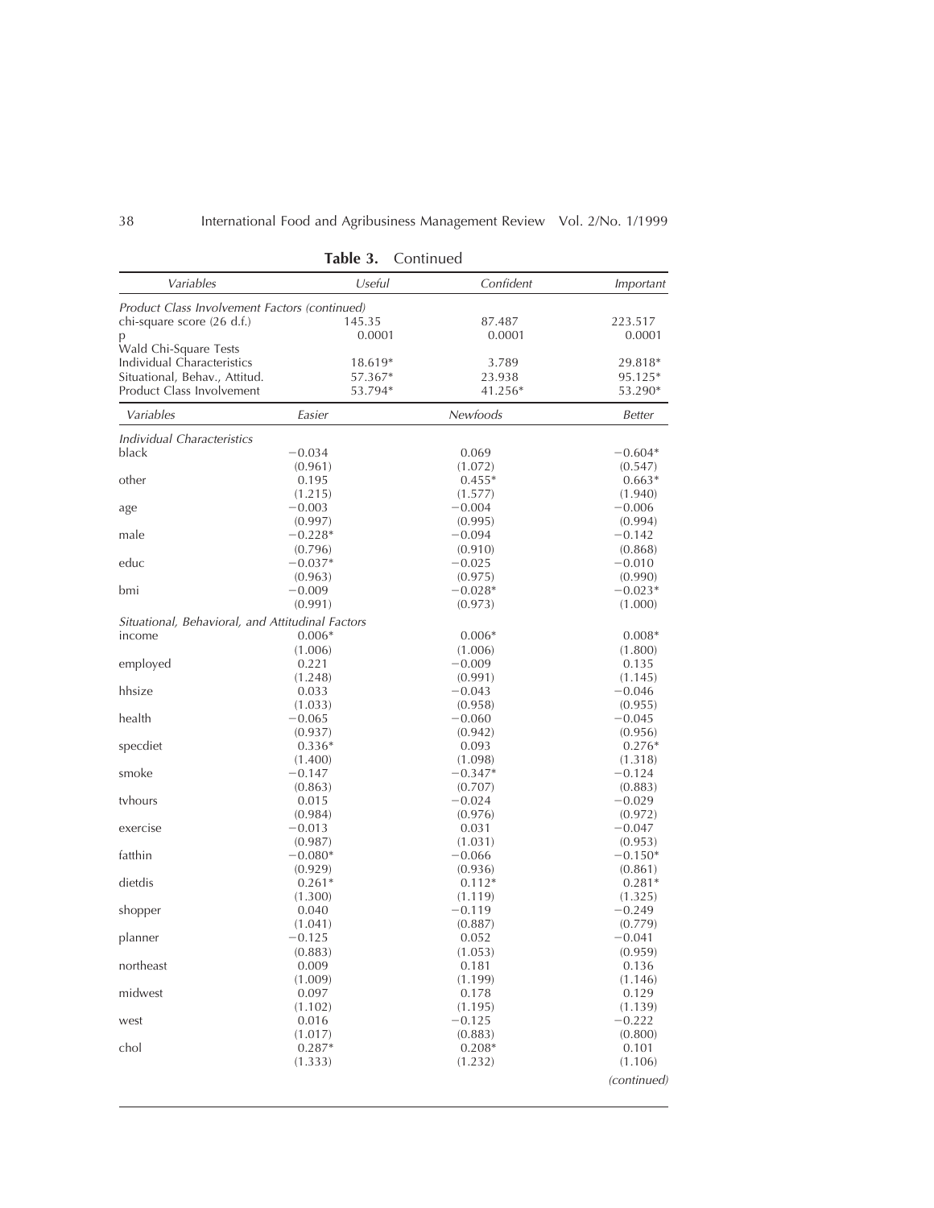**Table 3.** Continued

| Variables | Useful | Confident | Important |
|---|---|---|---|
| *Product Class Involvement Factors (continued)* | | | |
| chi-square score (26 d.f.) | 145.35 | 87.487 | 223.517 |
| p | 0.0001 | 0.0001 | 0.0001 |
| Wald Chi-Square Tests | | | |
| Individual Characteristics | 18.619* | 3.789 | 29.818* |
| Situational, Behav., Attitud. | 57.367* | 23.938 | 95.125* |
| Product Class Involvement | 53.794* | 41.256* | 53.290* |

| Variables | Easier | Newfoods | Better |
|---|---|---|---|
| *Individual Characteristics* | | | |
| black | −0.034 | 0.069 | −0.604* |
| | (0.961) | (1.072) | (0.547) |
| other | 0.195 | 0.455* | 0.663* |
| | (1.215) | (1.577) | (1.940) |
| age | −0.003 | −0.004 | −0.006 |
| | (0.997) | (0.995) | (0.994) |
| male | −0.228* | −0.094 | −0.142 |
| | (0.796) | (0.910) | (0.868) |
| educ | −0.037* | −0.025 | −0.010 |
| | (0.963) | (0.975) | (0.990) |
| bmi | −0.009 | −0.028* | −0.023* |
| | (0.991) | (0.973) | (1.000) |
| *Situational, Behavioral, and Attitudinal Factors* | | | |
| income | 0.006* | 0.006* | 0.008* |
| | (1.006) | (1.006) | (1.800) |
| employed | 0.221 | −0.009 | 0.135 |
| | (1.248) | (0.991) | (1.145) |
| hhsize | 0.033 | −0.043 | −0.046 |
| | (1.033) | (0.958) | (0.955) |
| health | −0.065 | −0.060 | −0.045 |
| | (0.937) | (0.942) | (0.956) |
| specdiet | 0.336* | 0.093 | 0.276* |
| | (1.400) | (1.098) | (1.318) |
| smoke | −0.147 | −0.347* | −0.124 |
| | (0.863) | (0.707) | (0.883) |
| tvhours | 0.015 | −0.024 | −0.029 |
| | (0.984) | (0.976) | (0.972) |
| exercise | −0.013 | 0.031 | −0.047 |
| | (0.987) | (1.031) | (0.953) |
| fatthin | −0.080* | −0.066 | −0.150* |
| | (0.929) | (0.936) | (0.861) |
| dietdis | 0.261* | 0.112* | 0.281* |
| | (1.300) | (1.119) | (1.325) |
| shopper | 0.040 | −0.119 | −0.249 |
| | (1.041) | (0.887) | (0.779) |
| planner | −0.125 | 0.052 | −0.041 |
| | (0.883) | (1.053) | (0.959) |
| northeast | 0.009 | 0.181 | 0.136 |
| | (1.009) | (1.199) | (1.146) |
| midwest | 0.097 | 0.178 | 0.129 |
| | (1.102) | (1.195) | (1.139) |
| west | 0.016 | −0.125 | −0.222 |
| | (1.017) | (0.883) | (0.800) |
| chol | 0.287* | 0.208* | 0.101 |
| | (1.333) | (1.232) | (1.106) |

*(continued)*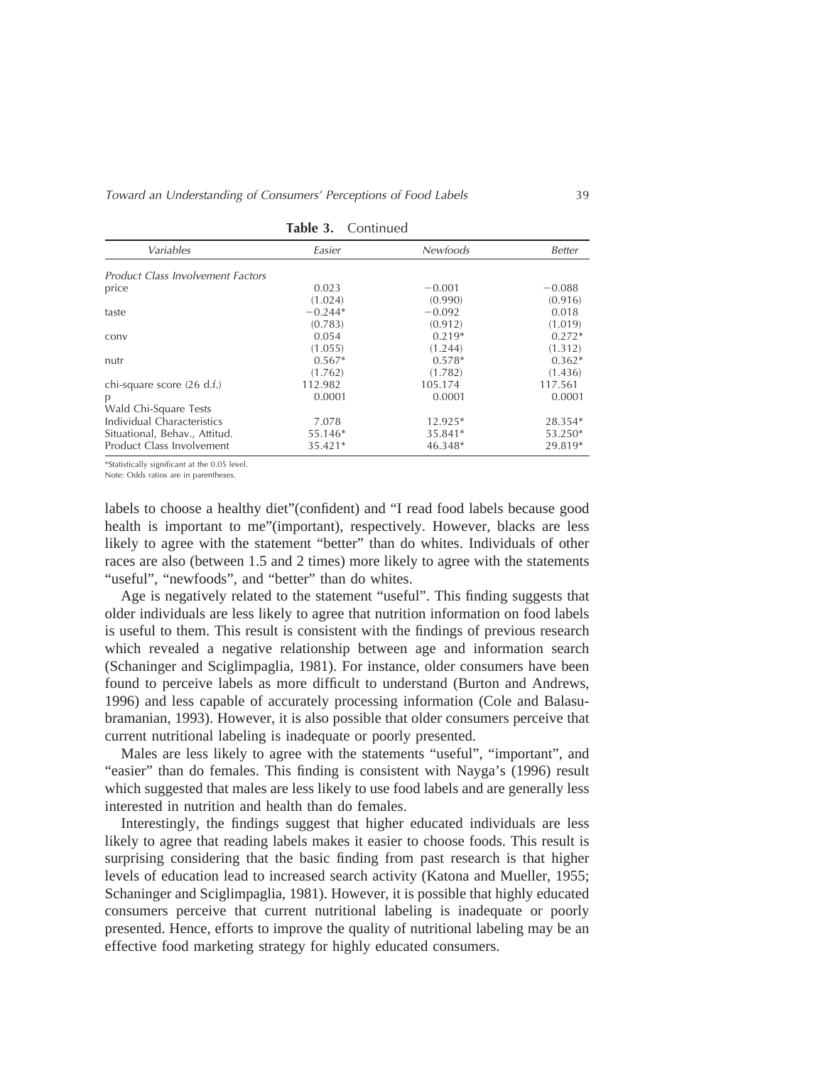**Table 3.** Continued

| *Variables* | *Easier* | *Newfoods* | *Better* |
|---|---|---|---|
| *Product Class Involvement Factors* | | | |
| price | 0.023 | −0.001 | −0.088 |
| | (1.024) | (0.990) | (0.916) |
| taste | −0.244* | −0.092 | 0.018 |
| | (0.783) | (0.912) | (1.019) |
| conv | 0.054 | 0.219* | 0.272* |
| | (1.055) | (1.244) | (1.312) |
| nutr | 0.567* | 0.578* | 0.362* |
| | (1.762) | (1.782) | (1.436) |
| chi-square score (26 d.f.) | 112.982 | 105.174 | 117.561 |
| p | 0.0001 | 0.0001 | 0.0001 |
| Wald Chi-Square Tests | | | |
| Individual Characteristics | 7.078 | 12.925* | 28.354* |
| Situational, Behav., Attitud. | 55.146* | 35.841* | 53.250* |
| Product Class Involvement | 35.421* | 46.348* | 29.819* |

*Statistically significant at the 0.05 level.
Note: Odds ratios are in parentheses.

labels to choose a healthy diet"(confident) and "I read food labels because good health is important to me"(important), respectively. However, blacks are less likely to agree with the statement "better" than do whites. Individuals of other races are also (between 1.5 and 2 times) more likely to agree with the statements "useful", "newfoods", and "better" than do whites.

Age is negatively related to the statement "useful". This finding suggests that older individuals are less likely to agree that nutrition information on food labels is useful to them. This result is consistent with the findings of previous research which revealed a negative relationship between age and information search (Schaninger and Sciglimpaglia, 1981). For instance, older consumers have been found to perceive labels as more difficult to understand (Burton and Andrews, 1996) and less capable of accurately processing information (Cole and Balasubramanian, 1993). However, it is also possible that older consumers perceive that current nutritional labeling is inadequate or poorly presented.

Males are less likely to agree with the statements "useful", "important", and "easier" than do females. This finding is consistent with Nayga's (1996) result which suggested that males are less likely to use food labels and are generally less interested in nutrition and health than do females.

Interestingly, the findings suggest that higher educated individuals are less likely to agree that reading labels makes it easier to choose foods. This result is surprising considering that the basic finding from past research is that higher levels of education lead to increased search activity (Katona and Mueller, 1955; Schaninger and Sciglimpaglia, 1981). However, it is possible that highly educated consumers perceive that current nutritional labeling is inadequate or poorly presented. Hence, efforts to improve the quality of nutritional labeling may be an effective food marketing strategy for highly educated consumers.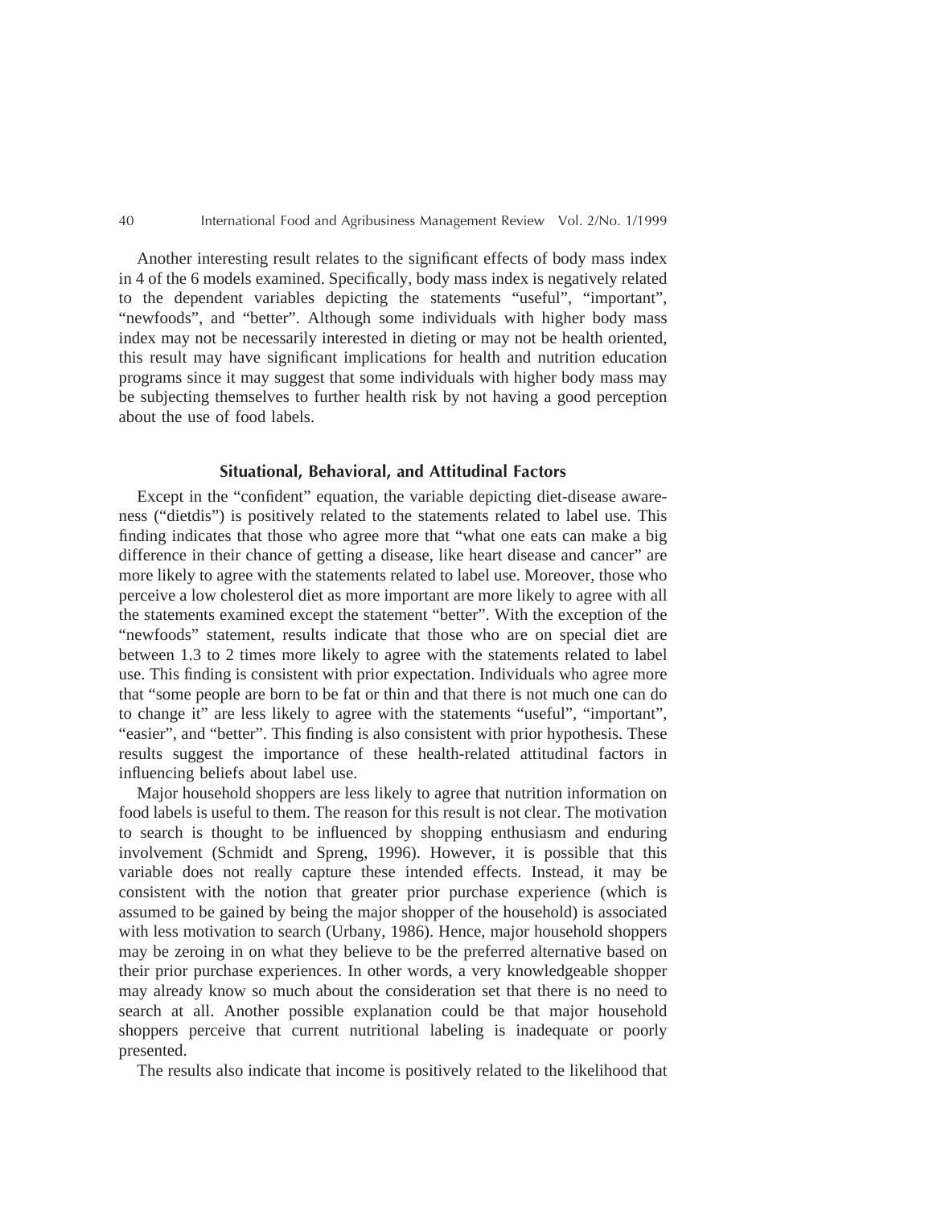Another interesting result relates to the significant effects of body mass index in 4 of the 6 models examined. Specifically, body mass index is negatively related to the dependent variables depicting the statements "useful", "important", "newfoods", and "better". Although some individuals with higher body mass index may not be necessarily interested in dieting or may not be health oriented, this result may have significant implications for health and nutrition education programs since it may suggest that some individuals with higher body mass may be subjecting themselves to further health risk by not having a good perception about the use of food labels.

### Situational, Behavioral, and Attitudinal Factors

Except in the "confident" equation, the variable depicting diet-disease awareness ("dietdis") is positively related to the statements related to label use. This finding indicates that those who agree more that "what one eats can make a big difference in their chance of getting a disease, like heart disease and cancer" are more likely to agree with the statements related to label use. Moreover, those who perceive a low cholesterol diet as more important are more likely to agree with all the statements examined except the statement "better". With the exception of the "newfoods" statement, results indicate that those who are on special diet are between 1.3 to 2 times more likely to agree with the statements related to label use. This finding is consistent with prior expectation. Individuals who agree more that "some people are born to be fat or thin and that there is not much one can do to change it" are less likely to agree with the statements "useful", "important", "easier", and "better". This finding is also consistent with prior hypothesis. These results suggest the importance of these health-related attitudinal factors in influencing beliefs about label use.

Major household shoppers are less likely to agree that nutrition information on food labels is useful to them. The reason for this result is not clear. The motivation to search is thought to be influenced by shopping enthusiasm and enduring involvement (Schmidt and Spreng, 1996). However, it is possible that this variable does not really capture these intended effects. Instead, it may be consistent with the notion that greater prior purchase experience (which is assumed to be gained by being the major shopper of the household) is associated with less motivation to search (Urbany, 1986). Hence, major household shoppers may be zeroing in on what they believe to be the preferred alternative based on their prior purchase experiences. In other words, a very knowledgeable shopper may already know so much about the consideration set that there is no need to search at all. Another possible explanation could be that major household shoppers perceive that current nutritional labeling is inadequate or poorly presented.

The results also indicate that income is positively related to the likelihood that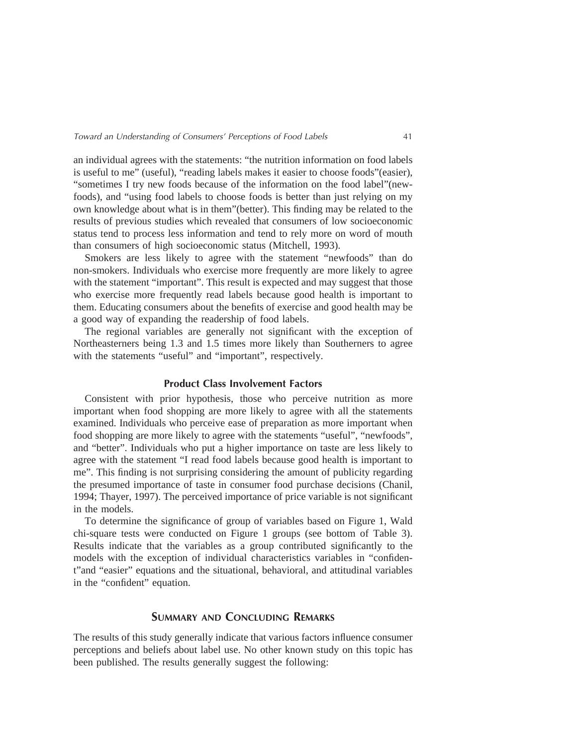an individual agrees with the statements: “the nutrition information on food labels is useful to me” (useful), “reading labels makes it easier to choose foods”(easier), “sometimes I try new foods because of the information on the food label”(newfoods), and “using food labels to choose foods is better than just relying on my own knowledge about what is in them”(better). This finding may be related to the results of previous studies which revealed that consumers of low socioeconomic status tend to process less information and tend to rely more on word of mouth than consumers of high socioeconomic status (Mitchell, 1993).

Smokers are less likely to agree with the statement “newfoods” than do non-smokers. Individuals who exercise more frequently are more likely to agree with the statement “important”. This result is expected and may suggest that those who exercise more frequently read labels because good health is important to them. Educating consumers about the benefits of exercise and good health may be a good way of expanding the readership of food labels.

The regional variables are generally not significant with the exception of Northeasterners being 1.3 and 1.5 times more likely than Southerners to agree with the statements “useful” and “important”, respectively.

### Product Class Involvement Factors

Consistent with prior hypothesis, those who perceive nutrition as more important when food shopping are more likely to agree with all the statements examined. Individuals who perceive ease of preparation as more important when food shopping are more likely to agree with the statements “useful”, “newfoods”, and “better”. Individuals who put a higher importance on taste are less likely to agree with the statement “I read food labels because good health is important to me”. This finding is not surprising considering the amount of publicity regarding the presumed importance of taste in consumer food purchase decisions (Chanil, 1994; Thayer, 1997). The perceived importance of price variable is not significant in the models.

To determine the significance of group of variables based on Figure 1, Wald chi-square tests were conducted on Figure 1 groups (see bottom of Table 3). Results indicate that the variables as a group contributed significantly to the models with the exception of individual characteristics variables in “confident”and “easier” equations and the situational, behavioral, and attitudinal variables in the “confident” equation.

## Summary and Concluding Remarks

The results of this study generally indicate that various factors influence consumer perceptions and beliefs about label use. No other known study on this topic has been published. The results generally suggest the following: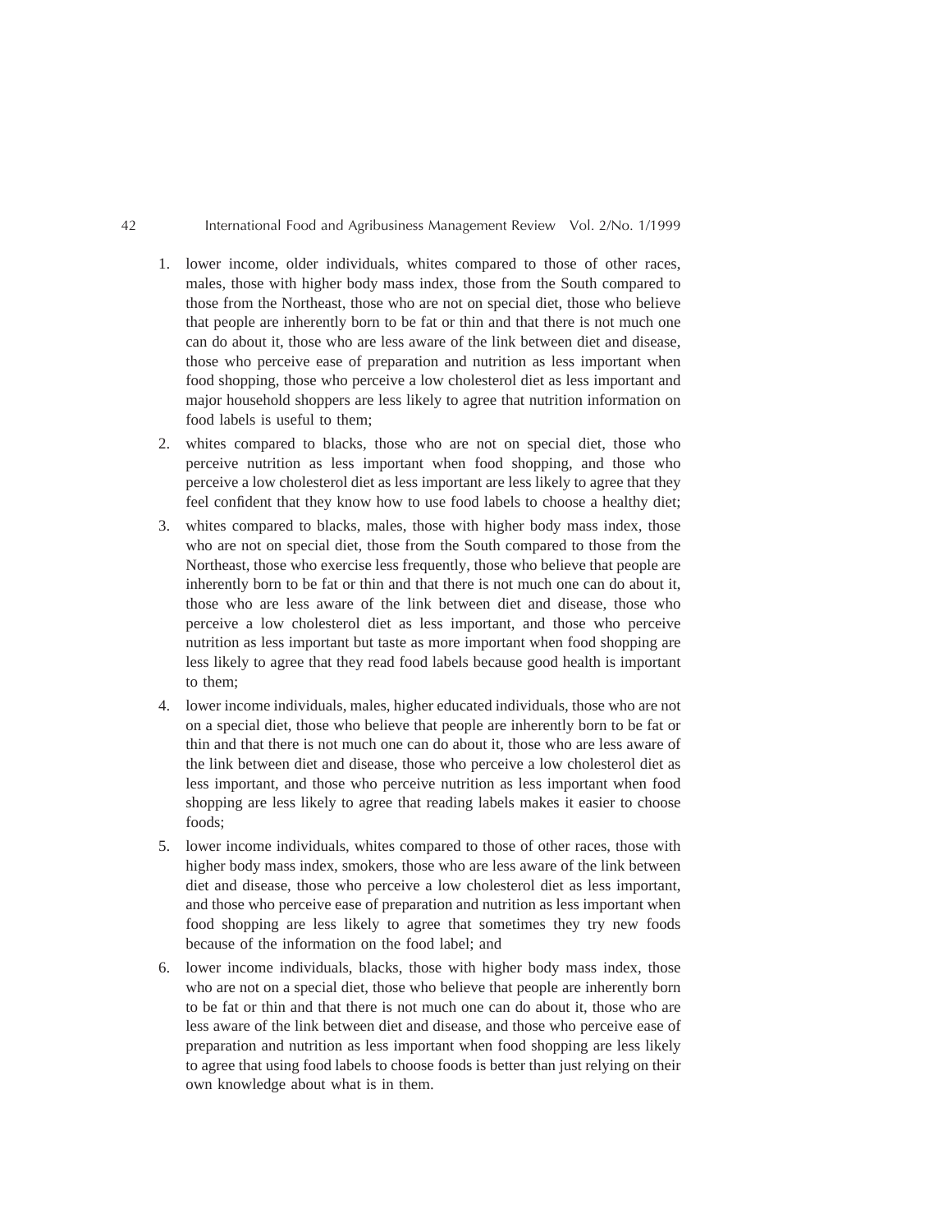1. lower income, older individuals, whites compared to those of other races, males, those with higher body mass index, those from the South compared to those from the Northeast, those who are not on special diet, those who believe that people are inherently born to be fat or thin and that there is not much one can do about it, those who are less aware of the link between diet and disease, those who perceive ease of preparation and nutrition as less important when food shopping, those who perceive a low cholesterol diet as less important and major household shoppers are less likely to agree that nutrition information on food labels is useful to them;
2. whites compared to blacks, those who are not on special diet, those who perceive nutrition as less important when food shopping, and those who perceive a low cholesterol diet as less important are less likely to agree that they feel confident that they know how to use food labels to choose a healthy diet;
3. whites compared to blacks, males, those with higher body mass index, those who are not on special diet, those from the South compared to those from the Northeast, those who exercise less frequently, those who believe that people are inherently born to be fat or thin and that there is not much one can do about it, those who are less aware of the link between diet and disease, those who perceive a low cholesterol diet as less important, and those who perceive nutrition as less important but taste as more important when food shopping are less likely to agree that they read food labels because good health is important to them;
4. lower income individuals, males, higher educated individuals, those who are not on a special diet, those who believe that people are inherently born to be fat or thin and that there is not much one can do about it, those who are less aware of the link between diet and disease, those who perceive a low cholesterol diet as less important, and those who perceive nutrition as less important when food shopping are less likely to agree that reading labels makes it easier to choose foods;
5. lower income individuals, whites compared to those of other races, those with higher body mass index, smokers, those who are less aware of the link between diet and disease, those who perceive a low cholesterol diet as less important, and those who perceive ease of preparation and nutrition as less important when food shopping are less likely to agree that sometimes they try new foods because of the information on the food label; and
6. lower income individuals, blacks, those with higher body mass index, those who are not on a special diet, those who believe that people are inherently born to be fat or thin and that there is not much one can do about it, those who are less aware of the link between diet and disease, and those who perceive ease of preparation and nutrition as less important when food shopping are less likely to agree that using food labels to choose foods is better than just relying on their own knowledge about what is in them.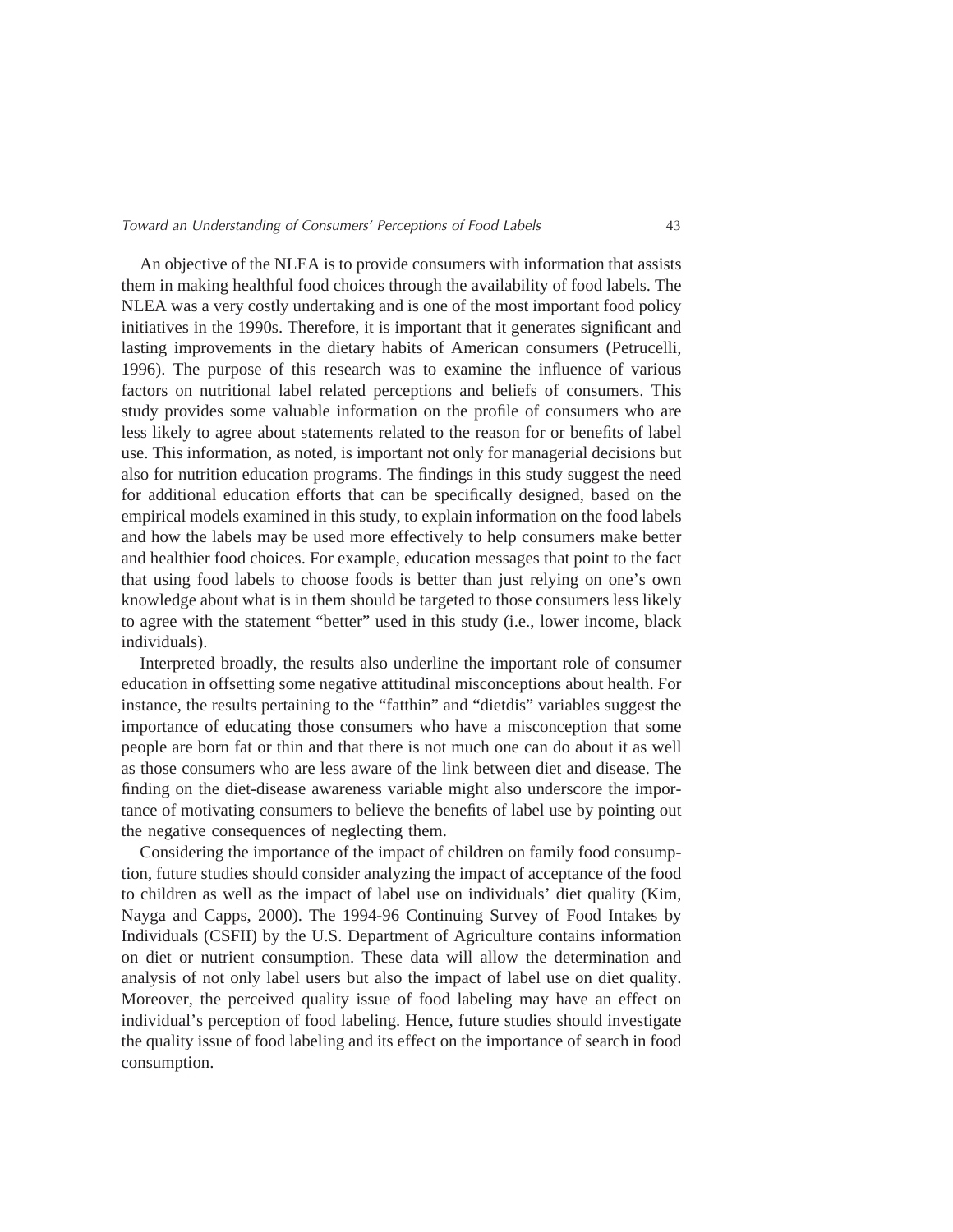An objective of the NLEA is to provide consumers with information that assists them in making healthful food choices through the availability of food labels. The NLEA was a very costly undertaking and is one of the most important food policy initiatives in the 1990s. Therefore, it is important that it generates significant and lasting improvements in the dietary habits of American consumers (Petrucelli, 1996). The purpose of this research was to examine the influence of various factors on nutritional label related perceptions and beliefs of consumers. This study provides some valuable information on the profile of consumers who are less likely to agree about statements related to the reason for or benefits of label use. This information, as noted, is important not only for managerial decisions but also for nutrition education programs. The findings in this study suggest the need for additional education efforts that can be specifically designed, based on the empirical models examined in this study, to explain information on the food labels and how the labels may be used more effectively to help consumers make better and healthier food choices. For example, education messages that point to the fact that using food labels to choose foods is better than just relying on one's own knowledge about what is in them should be targeted to those consumers less likely to agree with the statement "better" used in this study (i.e., lower income, black individuals).

Interpreted broadly, the results also underline the important role of consumer education in offsetting some negative attitudinal misconceptions about health. For instance, the results pertaining to the "fatthin" and "dietdis" variables suggest the importance of educating those consumers who have a misconception that some people are born fat or thin and that there is not much one can do about it as well as those consumers who are less aware of the link between diet and disease. The finding on the diet-disease awareness variable might also underscore the importance of motivating consumers to believe the benefits of label use by pointing out the negative consequences of neglecting them.

Considering the importance of the impact of children on family food consumption, future studies should consider analyzing the impact of acceptance of the food to children as well as the impact of label use on individuals' diet quality (Kim, Nayga and Capps, 2000). The 1994-96 Continuing Survey of Food Intakes by Individuals (CSFII) by the U.S. Department of Agriculture contains information on diet or nutrient consumption. These data will allow the determination and analysis of not only label users but also the impact of label use on diet quality. Moreover, the perceived quality issue of food labeling may have an effect on individual's perception of food labeling. Hence, future studies should investigate the quality issue of food labeling and its effect on the importance of search in food consumption.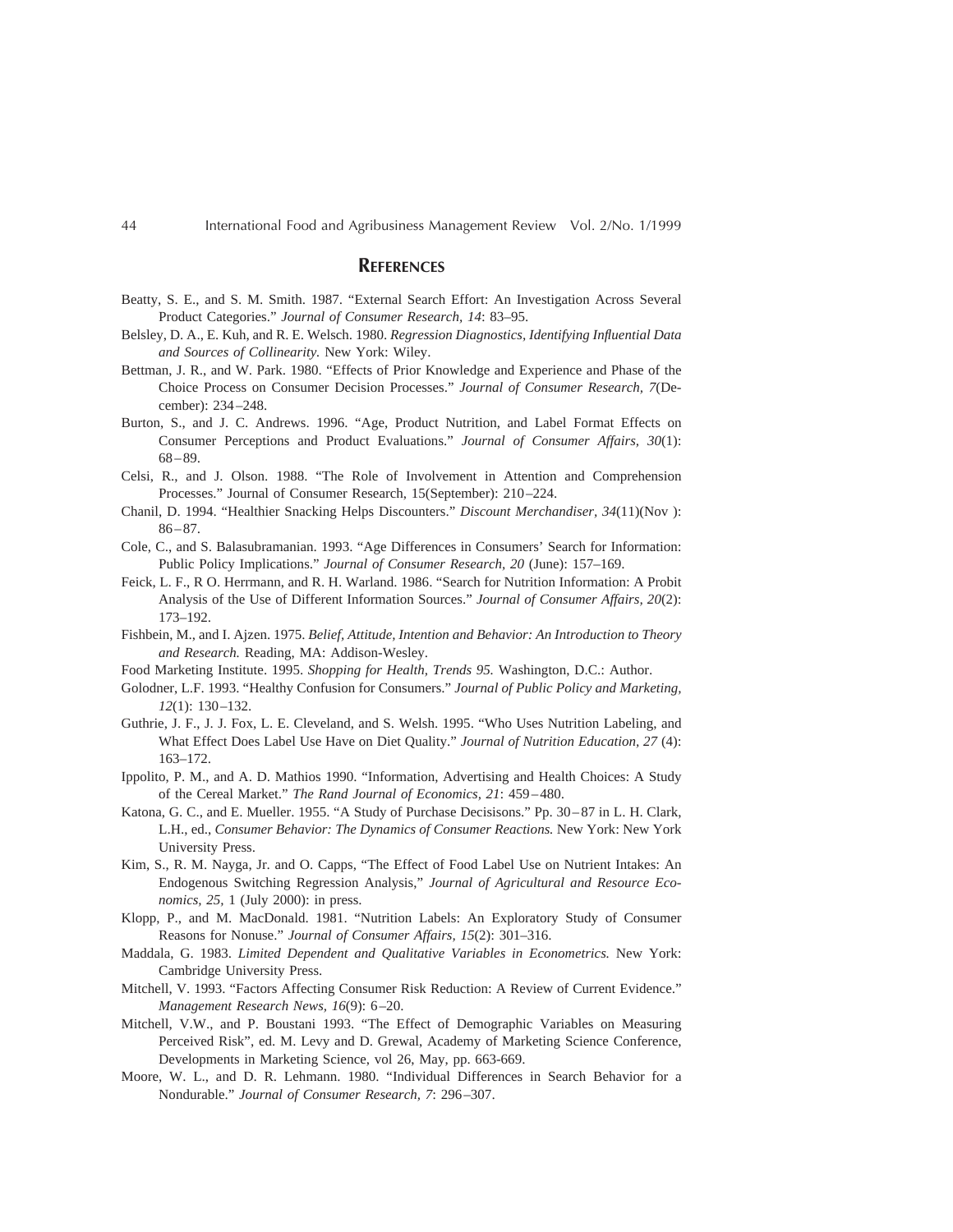## REFERENCES

Beatty, S. E., and S. M. Smith. 1987. "External Search Effort: An Investigation Across Several Product Categories." *Journal of Consumer Research, 14*: 83–95.

Belsley, D. A., E. Kuh, and R. E. Welsch. 1980. *Regression Diagnostics, Identifying Influential Data and Sources of Collinearity.* New York: Wiley.

Bettman, J. R., and W. Park. 1980. "Effects of Prior Knowledge and Experience and Phase of the Choice Process on Consumer Decision Processes." *Journal of Consumer Research, 7*(December): 234–248.

Burton, S., and J. C. Andrews. 1996. "Age, Product Nutrition, and Label Format Effects on Consumer Perceptions and Product Evaluations." *Journal of Consumer Affairs, 30*(1): 68–89.

Celsi, R., and J. Olson. 1988. "The Role of Involvement in Attention and Comprehension Processes." Journal of Consumer Research, 15(September): 210–224.

Chanil, D. 1994. "Healthier Snacking Helps Discounters." *Discount Merchandiser, 34*(11)(Nov ): 86–87.

Cole, C., and S. Balasubramanian. 1993. "Age Differences in Consumers' Search for Information: Public Policy Implications." *Journal of Consumer Research, 20* (June): 157–169.

Feick, L. F., R O. Herrmann, and R. H. Warland. 1986. "Search for Nutrition Information: A Probit Analysis of the Use of Different Information Sources." *Journal of Consumer Affairs, 20*(2): 173–192.

Fishbein, M., and I. Ajzen. 1975. *Belief, Attitude, Intention and Behavior: An Introduction to Theory and Research.* Reading, MA: Addison-Wesley.

Food Marketing Institute. 1995. *Shopping for Health, Trends 95.* Washington, D.C.: Author.

Golodner, L.F. 1993. "Healthy Confusion for Consumers." *Journal of Public Policy and Marketing, 12*(1): 130–132.

Guthrie, J. F., J. J. Fox, L. E. Cleveland, and S. Welsh. 1995. "Who Uses Nutrition Labeling, and What Effect Does Label Use Have on Diet Quality." *Journal of Nutrition Education, 27* (4): 163–172.

Ippolito, P. M., and A. D. Mathios 1990. "Information, Advertising and Health Choices: A Study of the Cereal Market." *The Rand Journal of Economics, 21*: 459–480.

Katona, G. C., and E. Mueller. 1955. "A Study of Purchase Decisisons." Pp. 30–87 in L. H. Clark, L.H., ed., *Consumer Behavior: The Dynamics of Consumer Reactions.* New York: New York University Press.

Kim, S., R. M. Nayga, Jr. and O. Capps, "The Effect of Food Label Use on Nutrient Intakes: An Endogenous Switching Regression Analysis," *Journal of Agricultural and Resource Economics, 25,* 1 (July 2000): in press.

Klopp, P., and M. MacDonald. 1981. "Nutrition Labels: An Exploratory Study of Consumer Reasons for Nonuse." *Journal of Consumer Affairs, 15*(2): 301–316.

Maddala, G. 1983. *Limited Dependent and Qualitative Variables in Econometrics.* New York: Cambridge University Press.

Mitchell, V. 1993. "Factors Affecting Consumer Risk Reduction: A Review of Current Evidence." *Management Research News, 16*(9): 6–20.

Mitchell, V.W., and P. Boustani 1993. "The Effect of Demographic Variables on Measuring Perceived Risk", ed. M. Levy and D. Grewal, Academy of Marketing Science Conference, Developments in Marketing Science, vol 26, May, pp. 663-669.

Moore, W. L., and D. R. Lehmann. 1980. "Individual Differences in Search Behavior for a Nondurable." *Journal of Consumer Research, 7*: 296–307.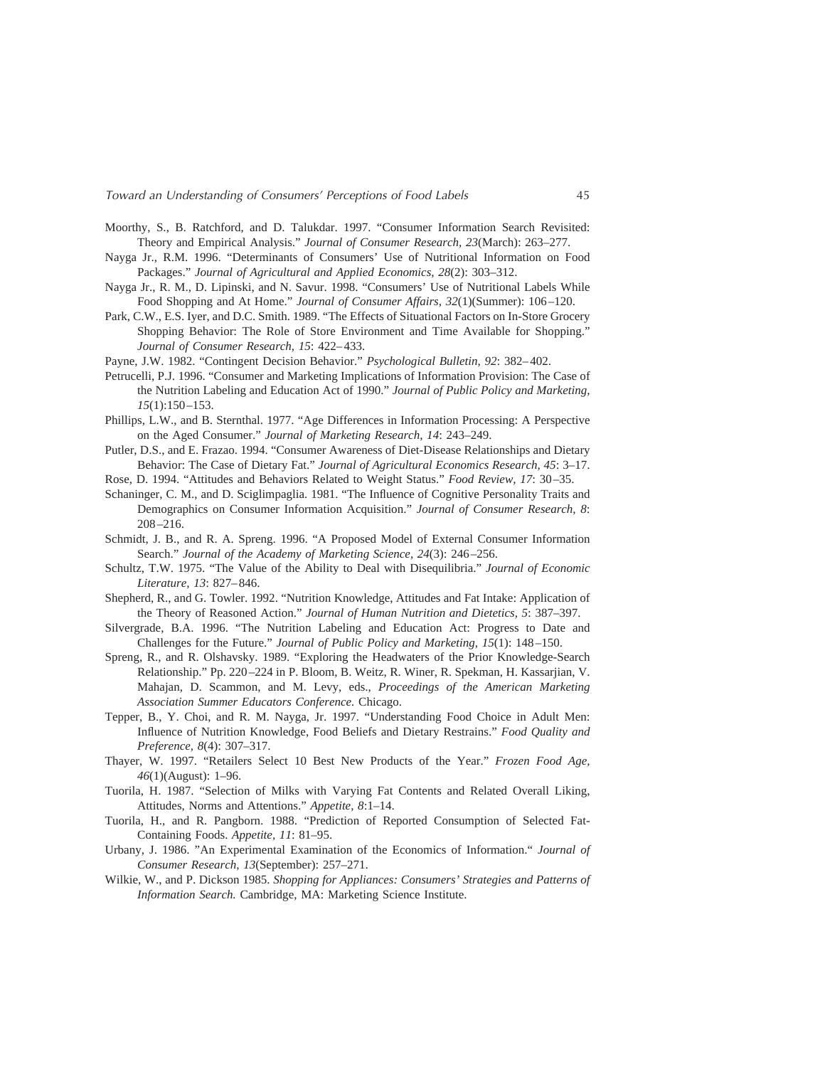Moorthy, S., B. Ratchford, and D. Talukdar. 1997. "Consumer Information Search Revisited: Theory and Empirical Analysis." *Journal of Consumer Research, 23*(March): 263–277.

Nayga Jr., R.M. 1996. "Determinants of Consumers' Use of Nutritional Information on Food Packages." *Journal of Agricultural and Applied Economics, 28*(2): 303–312.

Nayga Jr., R. M., D. Lipinski, and N. Savur. 1998. "Consumers' Use of Nutritional Labels While Food Shopping and At Home." *Journal of Consumer Affairs, 32*(1)(Summer): 106–120.

Park, C.W., E.S. Iyer, and D.C. Smith. 1989. "The Effects of Situational Factors on In-Store Grocery Shopping Behavior: The Role of Store Environment and Time Available for Shopping." *Journal of Consumer Research, 15*: 422–433.

Payne, J.W. 1982. "Contingent Decision Behavior." *Psychological Bulletin, 92*: 382–402.

Petrucelli, P.J. 1996. "Consumer and Marketing Implications of Information Provision: The Case of the Nutrition Labeling and Education Act of 1990." *Journal of Public Policy and Marketing, 15*(1):150–153.

Phillips, L.W., and B. Sternthal. 1977. "Age Differences in Information Processing: A Perspective on the Aged Consumer." *Journal of Marketing Research, 14*: 243–249.

Putler, D.S., and E. Frazao. 1994. "Consumer Awareness of Diet-Disease Relationships and Dietary Behavior: The Case of Dietary Fat." *Journal of Agricultural Economics Research, 45*: 3–17.

Rose, D. 1994. "Attitudes and Behaviors Related to Weight Status." *Food Review, 17*: 30–35.

Schaninger, C. M., and D. Sciglimpaglia. 1981. "The Influence of Cognitive Personality Traits and Demographics on Consumer Information Acquisition." *Journal of Consumer Research, 8*: 208–216.

Schmidt, J. B., and R. A. Spreng. 1996. "A Proposed Model of External Consumer Information Search." *Journal of the Academy of Marketing Science, 24*(3): 246–256.

Schultz, T.W. 1975. "The Value of the Ability to Deal with Disequilibria." *Journal of Economic Literature, 13*: 827–846.

Shepherd, R., and G. Towler. 1992. "Nutrition Knowledge, Attitudes and Fat Intake: Application of the Theory of Reasoned Action." *Journal of Human Nutrition and Dietetics, 5*: 387–397.

Silvergrade, B.A. 1996. "The Nutrition Labeling and Education Act: Progress to Date and Challenges for the Future." *Journal of Public Policy and Marketing, 15*(1): 148–150.

Spreng, R., and R. Olshavsky. 1989. "Exploring the Headwaters of the Prior Knowledge-Search Relationship." Pp. 220–224 in P. Bloom, B. Weitz, R. Winer, R. Spekman, H. Kassarjian, V. Mahajan, D. Scammon, and M. Levy, eds., *Proceedings of the American Marketing Association Summer Educators Conference.* Chicago.

Tepper, B., Y. Choi, and R. M. Nayga, Jr. 1997. "Understanding Food Choice in Adult Men: Influence of Nutrition Knowledge, Food Beliefs and Dietary Restrains." *Food Quality and Preference, 8*(4): 307–317.

Thayer, W. 1997. "Retailers Select 10 Best New Products of the Year." *Frozen Food Age, 46*(1)(August): 1–96.

Tuorila, H. 1987. "Selection of Milks with Varying Fat Contents and Related Overall Liking, Attitudes, Norms and Attentions." *Appetite, 8*:1–14.

Tuorila, H., and R. Pangborn. 1988. "Prediction of Reported Consumption of Selected Fat-Containing Foods. *Appetite, 11*: 81–95.

Urbany, J. 1986. "An Experimental Examination of the Economics of Information." *Journal of Consumer Research, 13*(September): 257–271.

Wilkie, W., and P. Dickson 1985. *Shopping for Appliances: Consumers' Strategies and Patterns of Information Search.* Cambridge, MA: Marketing Science Institute.